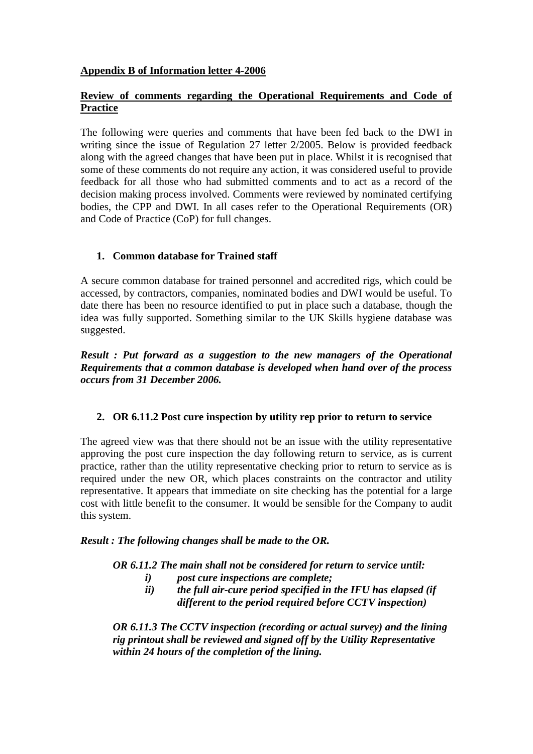**Appendix B of Information letter 4-2006**

**Review of comments regarding the Operational Requirements and Code of Practice**

The following were queries and comments that have been fed back to the DWI in writing since the issue of Regulation 27 letter 2/2005. Below is provided feedback along with the agreed changes that have been put in place. Whilst it is recognised that some of these comments do not require any action, it was considered useful to provide feedback for all those who had submitted comments and to act as a record of the decision making process involved. Comments were reviewed by nominated certifying bodies, the CPP and DWI. In all cases refer to the Operational Requirements (OR) and Code of Practice (CoP) for full changes.

**1. Common database for Trained staff**

A secure common database for trained personnel and accredited rigs, which could be accessed, by contractors, companies, nominated bodies and DWI would be useful. To date there has been no resource identified to put in place such a database, though the idea was fully supported. Something similar to the UK Skills hygiene database was suggested.

***Result : Put forward as a suggestion to the new managers of the Operational Requirements that a common database is developed when hand over of the process occurs from 31 December 2006.***

**2. OR 6.11.2 Post cure inspection by utility rep prior to return to service**

The agreed view was that there should not be an issue with the utility representative approving the post cure inspection the day following return to service, as is current practice, rather than the utility representative checking prior to return to service as is required under the new OR, which places constraints on the contractor and utility representative. It appears that immediate on site checking has the potential for a large cost with little benefit to the consumer. It would be sensible for the Company to audit this system.

***Result : The following changes shall be made to the OR.***

***OR 6.11.2 The main shall not be considered for return to service until:***

- ***i) post cure inspections are complete;***
- ***ii) the full air-cure period specified in the IFU has elapsed (if different to the period required before CCTV inspection)***

***OR 6.11.3 The CCTV inspection (recording or actual survey) and the lining rig printout shall be reviewed and signed off by the Utility Representative within 24 hours of the completion of the lining.***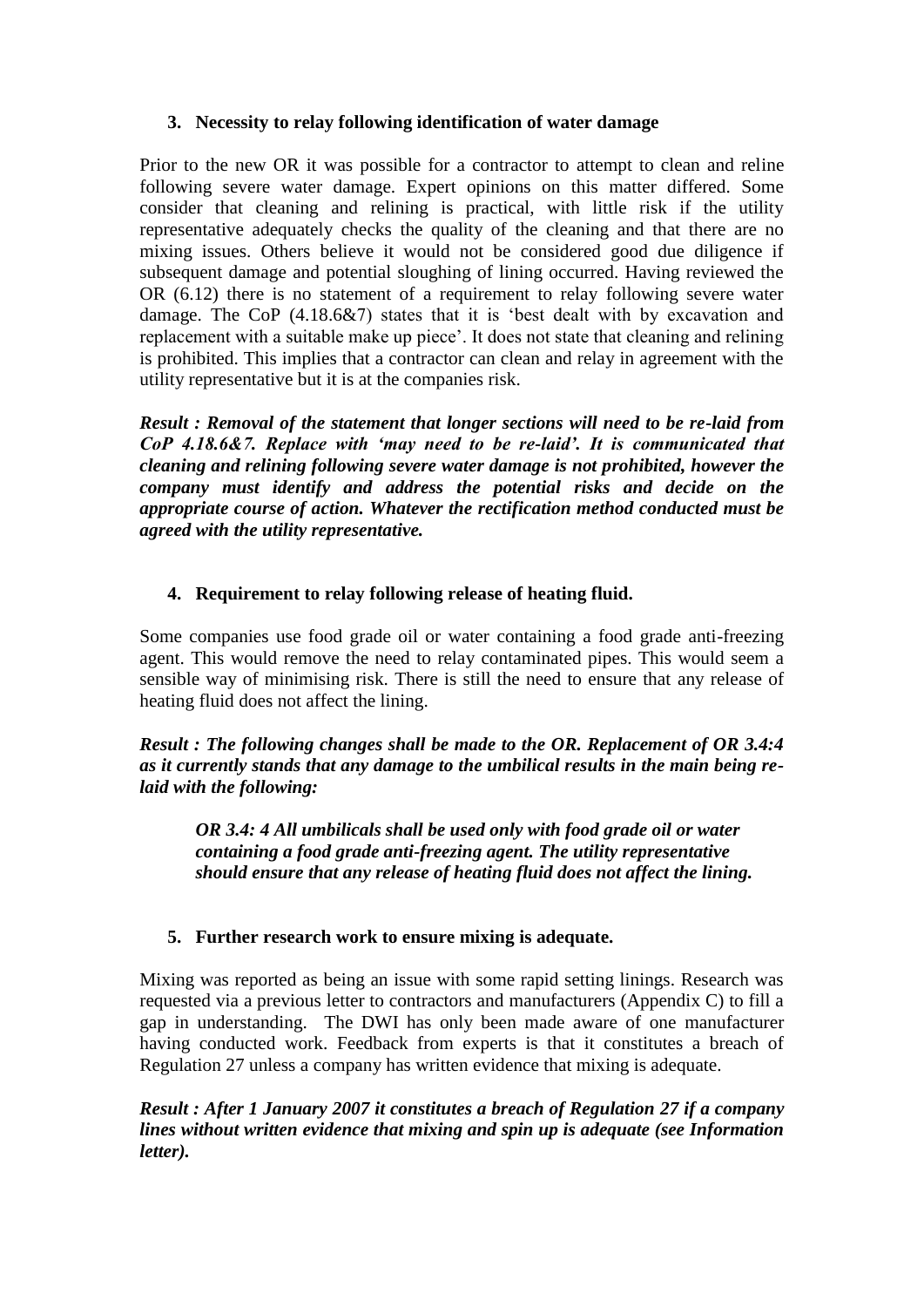### 3. Necessity to relay following identification of water damage

Prior to the new OR it was possible for a contractor to attempt to clean and reline following severe water damage. Expert opinions on this matter differed. Some consider that cleaning and relining is practical, with little risk if the utility representative adequately checks the quality of the cleaning and that there are no mixing issues. Others believe it would not be considered good due diligence if subsequent damage and potential sloughing of lining occurred. Having reviewed the OR (6.12) there is no statement of a requirement to relay following severe water damage. The CoP (4.18.6&7) states that it is 'best dealt with by excavation and replacement with a suitable make up piece'. It does not state that cleaning and relining is prohibited. This implies that a contractor can clean and relay in agreement with the utility representative but it is at the companies risk.

***Result : Removal of the statement that longer sections will need to be re-laid from CoP 4.18.6&7. Replace with 'may need to be re-laid'. It is communicated that cleaning and relining following severe water damage is not prohibited, however the company must identify and address the potential risks and decide on the appropriate course of action. Whatever the rectification method conducted must be agreed with the utility representative.***

### 4. Requirement to relay following release of heating fluid.

Some companies use food grade oil or water containing a food grade anti-freezing agent. This would remove the need to relay contaminated pipes. This would seem a sensible way of minimising risk. There is still the need to ensure that any release of heating fluid does not affect the lining.

***Result : The following changes shall be made to the OR. Replacement of OR 3.4:4 as it currently stands that any damage to the umbilical results in the main being re-laid with the following:***

> ***OR 3.4: 4 All umbilicals shall be used only with food grade oil or water containing a food grade anti-freezing agent. The utility representative should ensure that any release of heating fluid does not affect the lining.***

### 5. Further research work to ensure mixing is adequate.

Mixing was reported as being an issue with some rapid setting linings. Research was requested via a previous letter to contractors and manufacturers (Appendix C) to fill a gap in understanding. The DWI has only been made aware of one manufacturer having conducted work. Feedback from experts is that it constitutes a breach of Regulation 27 unless a company has written evidence that mixing is adequate.

***Result : After 1 January 2007 it constitutes a breach of Regulation 27 if a company lines without written evidence that mixing and spin up is adequate (see Information letter).***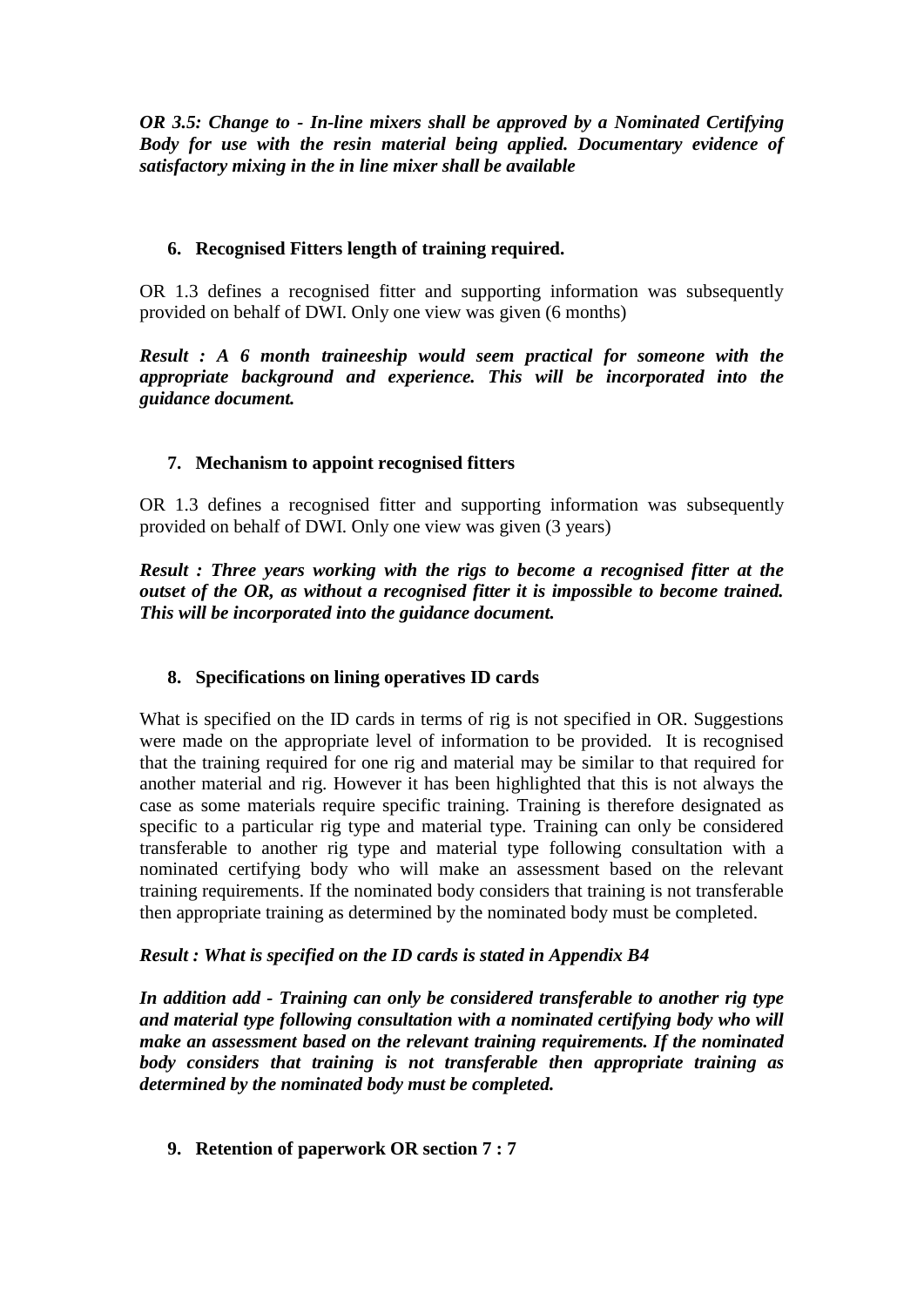***OR 3.5: Change to - In-line mixers shall be approved by a Nominated Certifying Body for use with the resin material being applied. Documentary evidence of satisfactory mixing in the in line mixer shall be available***

**6. Recognised Fitters length of training required.**

OR 1.3 defines a recognised fitter and supporting information was subsequently provided on behalf of DWI. Only one view was given (6 months)

***Result : A 6 month traineeship would seem practical for someone with the appropriate background and experience. This will be incorporated into the guidance document.***

**7. Mechanism to appoint recognised fitters**

OR 1.3 defines a recognised fitter and supporting information was subsequently provided on behalf of DWI. Only one view was given (3 years)

***Result : Three years working with the rigs to become a recognised fitter at the outset of the OR, as without a recognised fitter it is impossible to become trained. This will be incorporated into the guidance document.***

**8. Specifications on lining operatives ID cards**

What is specified on the ID cards in terms of rig is not specified in OR. Suggestions were made on the appropriate level of information to be provided. It is recognised that the training required for one rig and material may be similar to that required for another material and rig. However it has been highlighted that this is not always the case as some materials require specific training. Training is therefore designated as specific to a particular rig type and material type. Training can only be considered transferable to another rig type and material type following consultation with a nominated certifying body who will make an assessment based on the relevant training requirements. If the nominated body considers that training is not transferable then appropriate training as determined by the nominated body must be completed.

***Result : What is specified on the ID cards is stated in Appendix B4***

***In addition add - Training can only be considered transferable to another rig type and material type following consultation with a nominated certifying body who will make an assessment based on the relevant training requirements. If the nominated body considers that training is not transferable then appropriate training as determined by the nominated body must be completed.***

**9. Retention of paperwork OR section 7 : 7**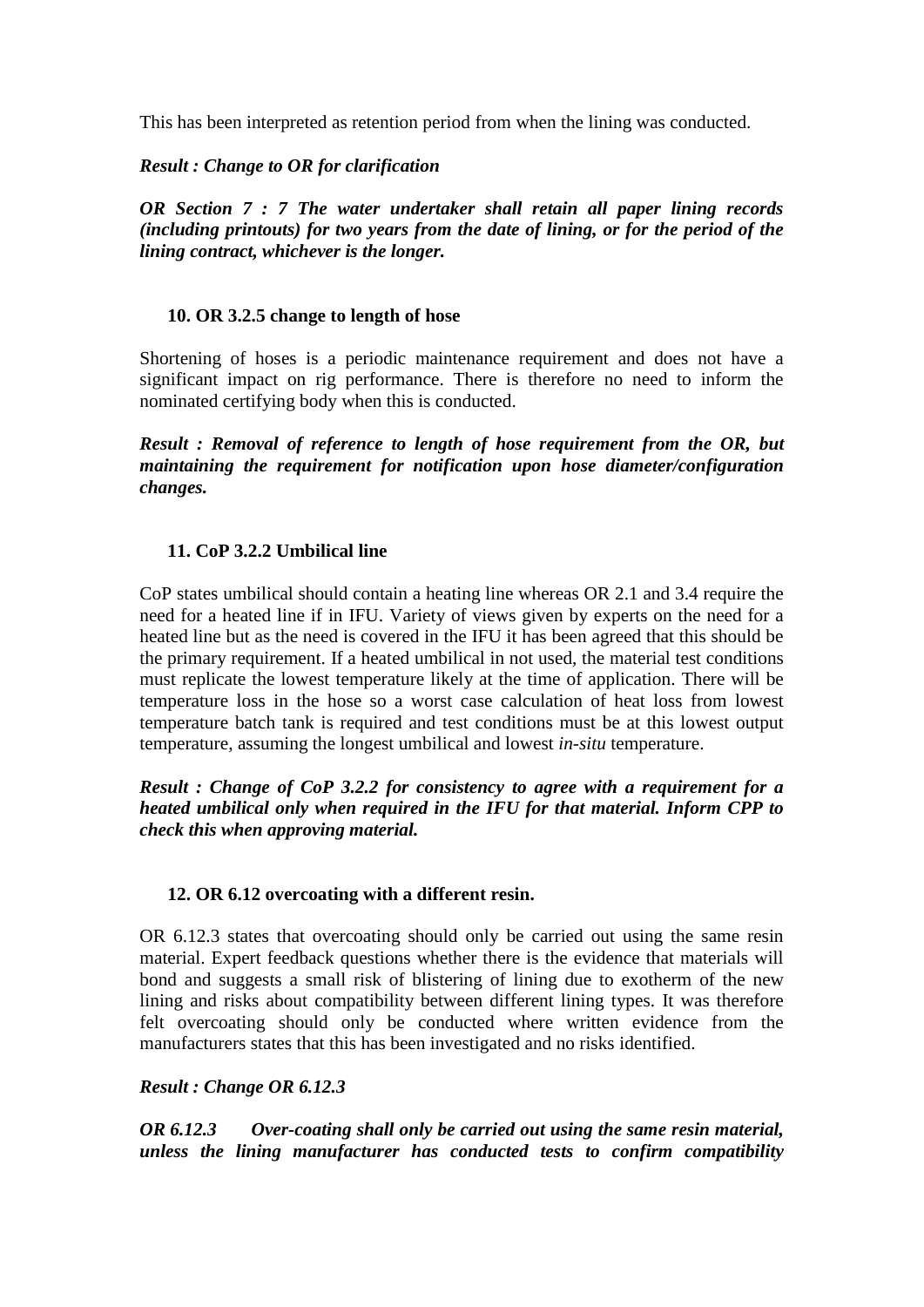This has been interpreted as retention period from when the lining was conducted.

***Result : Change to OR for clarification***

***OR Section 7 : 7 The water undertaker shall retain all paper lining records (including printouts) for two years from the date of lining, or for the period of the lining contract, whichever is the longer.***

### 10. OR 3.2.5 change to length of hose

Shortening of hoses is a periodic maintenance requirement and does not have a significant impact on rig performance. There is therefore no need to inform the nominated certifying body when this is conducted.

***Result : Removal of reference to length of hose requirement from the OR, but maintaining the requirement for notification upon hose diameter/configuration changes.***

### 11. CoP 3.2.2 Umbilical line

CoP states umbilical should contain a heating line whereas OR 2.1 and 3.4 require the need for a heated line if in IFU. Variety of views given by experts on the need for a heated line but as the need is covered in the IFU it has been agreed that this should be the primary requirement. If a heated umbilical in not used, the material test conditions must replicate the lowest temperature likely at the time of application. There will be temperature loss in the hose so a worst case calculation of heat loss from lowest temperature batch tank is required and test conditions must be at this lowest output temperature, assuming the longest umbilical and lowest *in-situ* temperature.

***Result : Change of CoP 3.2.2 for consistency to agree with a requirement for a heated umbilical only when required in the IFU for that material. Inform CPP to check this when approving material.***

### 12. OR 6.12 overcoating with a different resin.

OR 6.12.3 states that overcoating should only be carried out using the same resin material. Expert feedback questions whether there is the evidence that materials will bond and suggests a small risk of blistering of lining due to exotherm of the new lining and risks about compatibility between different lining types. It was therefore felt overcoating should only be conducted where written evidence from the manufacturers states that this has been investigated and no risks identified.

***Result : Change OR 6.12.3***

***OR 6.12.3 Over-coating shall only be carried out using the same resin material, unless the lining manufacturer has conducted tests to confirm compatibility***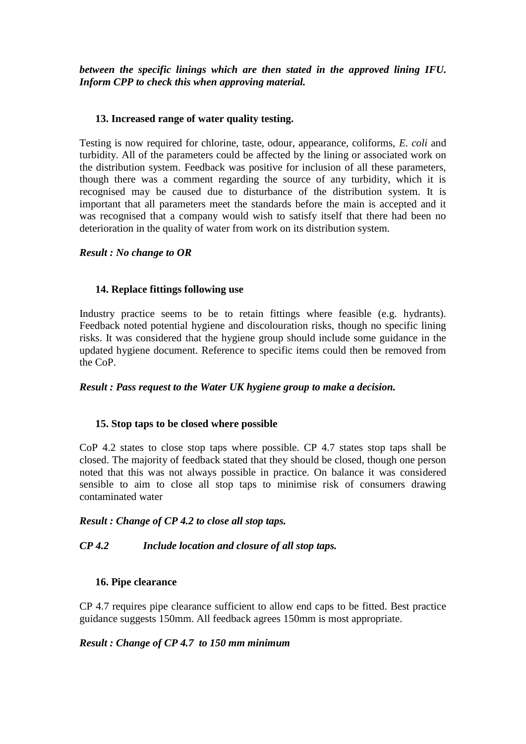***between the specific linings which are then stated in the approved lining IFU. Inform CPP to check this when approving material.***

### 13. Increased range of water quality testing.

Testing is now required for chlorine, taste, odour, appearance, coliforms, *E. coli* and turbidity. All of the parameters could be affected by the lining or associated work on the distribution system. Feedback was positive for inclusion of all these parameters, though there was a comment regarding the source of any turbidity, which it is recognised may be caused due to disturbance of the distribution system. It is important that all parameters meet the standards before the main is accepted and it was recognised that a company would wish to satisfy itself that there had been no deterioration in the quality of water from work on its distribution system.

***Result : No change to OR***

### 14. Replace fittings following use

Industry practice seems to be to retain fittings where feasible (e.g. hydrants). Feedback noted potential hygiene and discolouration risks, though no specific lining risks. It was considered that the hygiene group should include some guidance in the updated hygiene document. Reference to specific items could then be removed from the CoP.

***Result : Pass request to the Water UK hygiene group to make a decision.***

### 15. Stop taps to be closed where possible

CoP 4.2 states to close stop taps where possible. CP 4.7 states stop taps shall be closed. The majority of feedback stated that they should be closed, though one person noted that this was not always possible in practice. On balance it was considered sensible to aim to close all stop taps to minimise risk of consumers drawing contaminated water

***Result : Change of CP 4.2 to close all stop taps.***

***CP 4.2 Include location and closure of all stop taps.***

### 16. Pipe clearance

CP 4.7 requires pipe clearance sufficient to allow end caps to be fitted. Best practice guidance suggests 150mm. All feedback agrees 150mm is most appropriate.

***Result : Change of CP 4.7 to 150 mm minimum***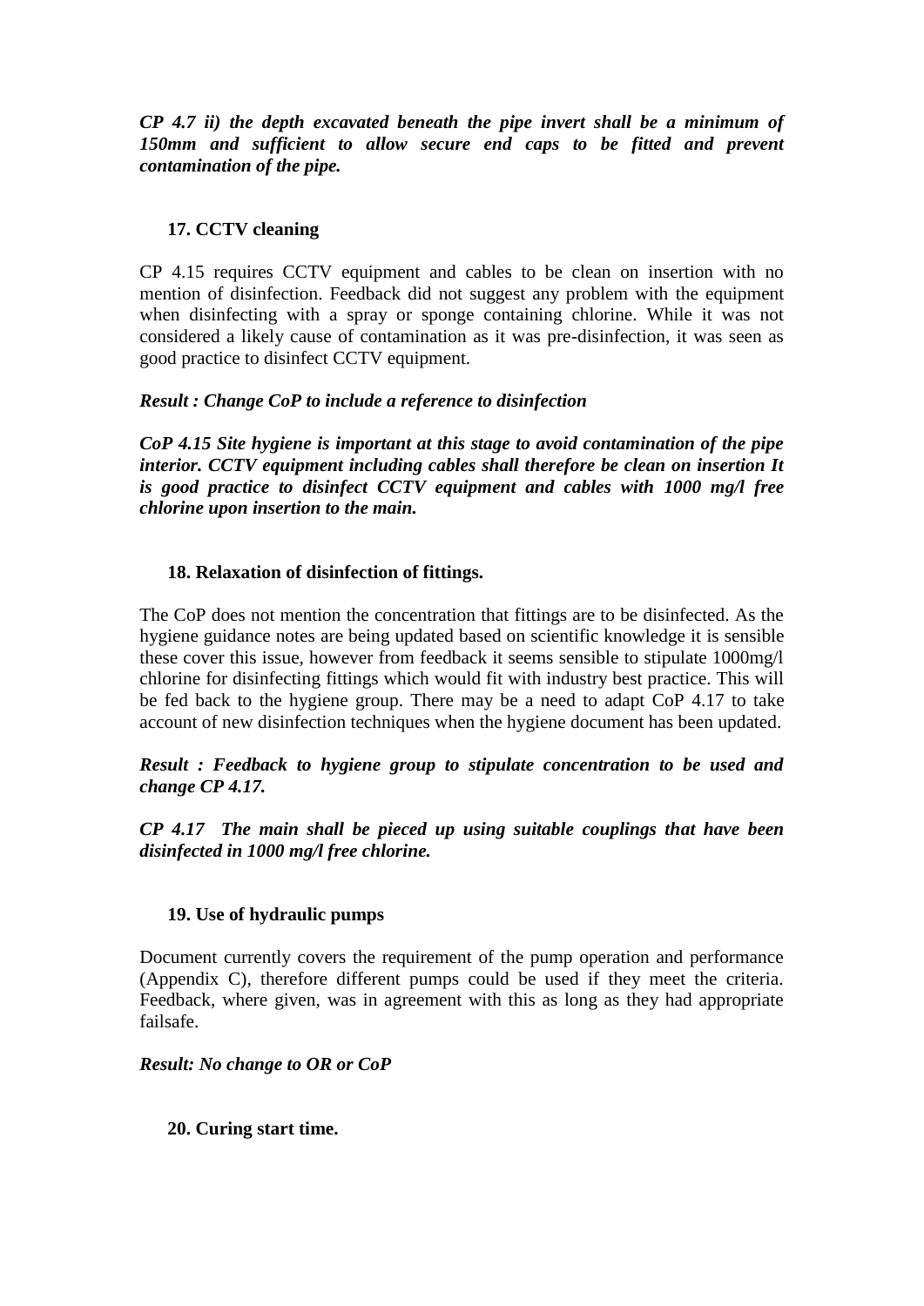***CP 4.7 ii) the depth excavated beneath the pipe invert shall be a minimum of 150mm and sufficient to allow secure end caps to be fitted and prevent contamination of the pipe.***

**17. CCTV cleaning**

CP 4.15 requires CCTV equipment and cables to be clean on insertion with no mention of disinfection. Feedback did not suggest any problem with the equipment when disinfecting with a spray or sponge containing chlorine. While it was not considered a likely cause of contamination as it was pre-disinfection, it was seen as good practice to disinfect CCTV equipment.

***Result : Change CoP to include a reference to disinfection***

***CoP 4.15 Site hygiene is important at this stage to avoid contamination of the pipe interior. CCTV equipment including cables shall therefore be clean on insertion It is good practice to disinfect CCTV equipment and cables with 1000 mg/l free chlorine upon insertion to the main.***

**18. Relaxation of disinfection of fittings.**

The CoP does not mention the concentration that fittings are to be disinfected. As the hygiene guidance notes are being updated based on scientific knowledge it is sensible these cover this issue, however from feedback it seems sensible to stipulate 1000mg/l chlorine for disinfecting fittings which would fit with industry best practice. This will be fed back to the hygiene group. There may be a need to adapt CoP 4.17 to take account of new disinfection techniques when the hygiene document has been updated.

***Result : Feedback to hygiene group to stipulate concentration to be used and change CP 4.17.***

***CP 4.17 The main shall be pieced up using suitable couplings that have been disinfected in 1000 mg/l free chlorine.***

**19. Use of hydraulic pumps**

Document currently covers the requirement of the pump operation and performance (Appendix C), therefore different pumps could be used if they meet the criteria. Feedback, where given, was in agreement with this as long as they had appropriate failsafe.

***Result: No change to OR or CoP***

**20. Curing start time.**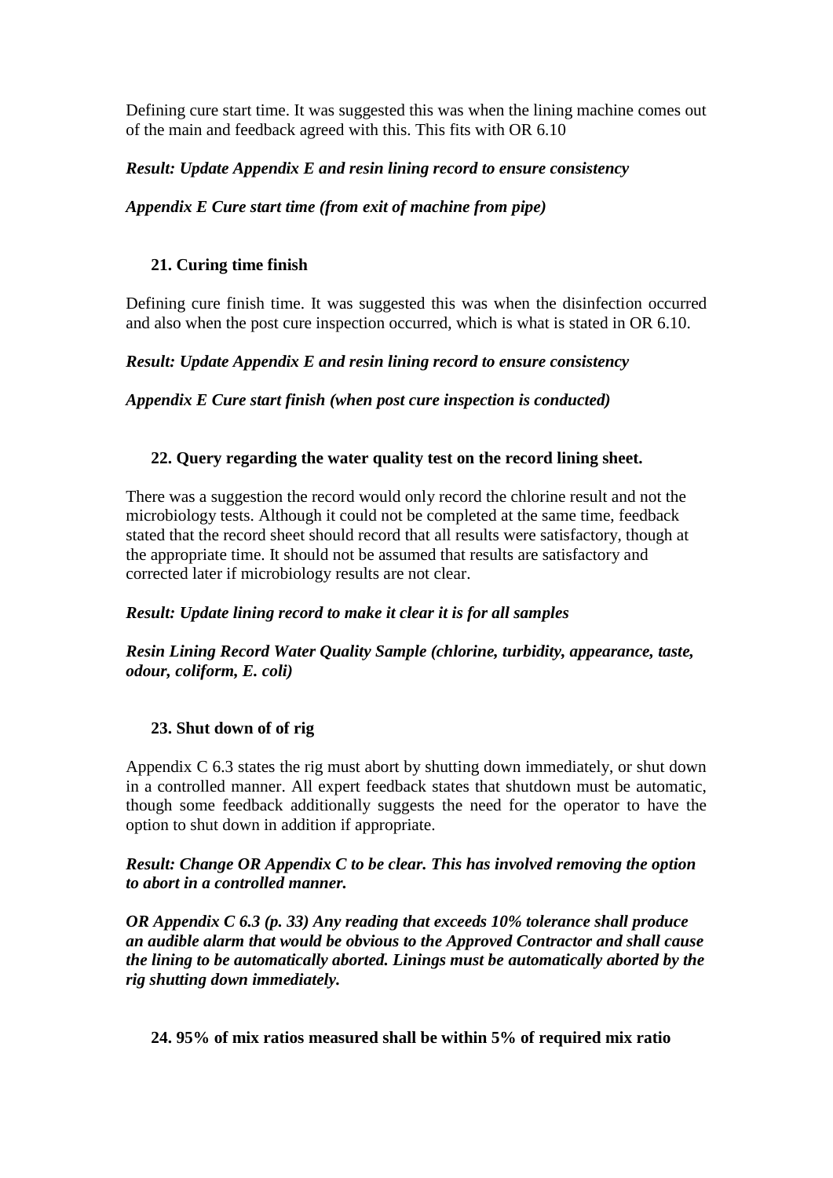Defining cure start time. It was suggested this was when the lining machine comes out of the main and feedback agreed with this. This fits with OR 6.10

***Result: Update Appendix E and resin lining record to ensure consistency***

***Appendix E Cure start time (from exit of machine from pipe)***

### 21. Curing time finish

Defining cure finish time. It was suggested this was when the disinfection occurred and also when the post cure inspection occurred, which is what is stated in OR 6.10.

***Result: Update Appendix E and resin lining record to ensure consistency***

***Appendix E Cure start finish (when post cure inspection is conducted)***

### 22. Query regarding the water quality test on the record lining sheet.

There was a suggestion the record would only record the chlorine result and not the microbiology tests. Although it could not be completed at the same time, feedback stated that the record sheet should record that all results were satisfactory, though at the appropriate time. It should not be assumed that results are satisfactory and corrected later if microbiology results are not clear.

***Result: Update lining record to make it clear it is for all samples***

***Resin Lining Record Water Quality Sample (chlorine, turbidity, appearance, taste, odour, coliform, E. coli)***

### 23. Shut down of of rig

Appendix C 6.3 states the rig must abort by shutting down immediately, or shut down in a controlled manner. All expert feedback states that shutdown must be automatic, though some feedback additionally suggests the need for the operator to have the option to shut down in addition if appropriate.

***Result: Change OR Appendix C to be clear. This has involved removing the option to abort in a controlled manner.***

***OR Appendix C 6.3 (p. 33) Any reading that exceeds 10% tolerance shall produce an audible alarm that would be obvious to the Approved Contractor and shall cause the lining to be automatically aborted. Linings must be automatically aborted by the rig shutting down immediately.***

### 24. 95% of mix ratios measured shall be within 5% of required mix ratio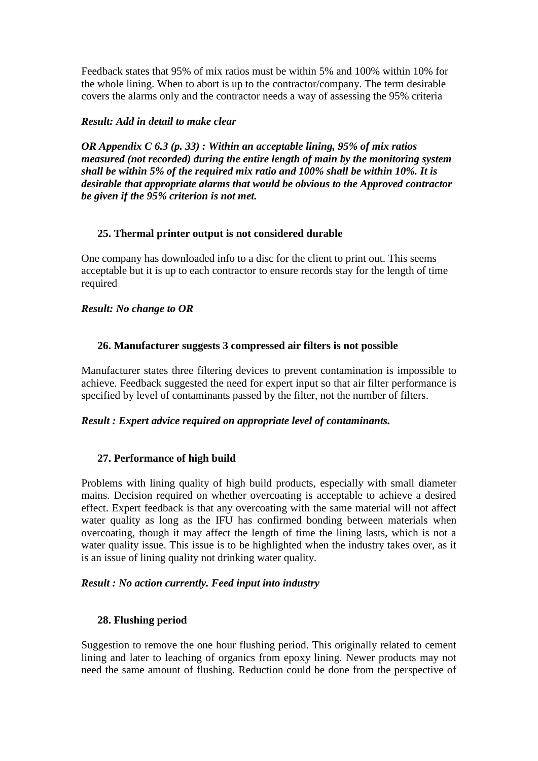Feedback states that 95% of mix ratios must be within 5% and 100% within 10% for the whole lining. When to abort is up to the contractor/company. The term desirable covers the alarms only and the contractor needs a way of assessing the 95% criteria

***Result: Add in detail to make clear***

***OR Appendix C 6.3 (p. 33) : Within an acceptable lining, 95% of mix ratios measured (not recorded) during the entire length of main by the monitoring system shall be within 5% of the required mix ratio and 100% shall be within 10%. It is desirable that appropriate alarms that would be obvious to the Approved contractor be given if the 95% criterion is not met.***

**25. Thermal printer output is not considered durable**

One company has downloaded info to a disc for the client to print out. This seems acceptable but it is up to each contractor to ensure records stay for the length of time required

***Result: No change to OR***

**26. Manufacturer suggests 3 compressed air filters is not possible**

Manufacturer states three filtering devices to prevent contamination is impossible to achieve. Feedback suggested the need for expert input so that air filter performance is specified by level of contaminants passed by the filter, not the number of filters.

***Result : Expert advice required on appropriate level of contaminants.***

**27. Performance of high build**

Problems with lining quality of high build products, especially with small diameter mains. Decision required on whether overcoating is acceptable to achieve a desired effect. Expert feedback is that any overcoating with the same material will not affect water quality as long as the IFU has confirmed bonding between materials when overcoating, though it may affect the length of time the lining lasts, which is not a water quality issue. This issue is to be highlighted when the industry takes over, as it is an issue of lining quality not drinking water quality.

***Result : No action currently. Feed input into industry***

**28. Flushing period**

Suggestion to remove the one hour flushing period. This originally related to cement lining and later to leaching of organics from epoxy lining. Newer products may not need the same amount of flushing. Reduction could be done from the perspective of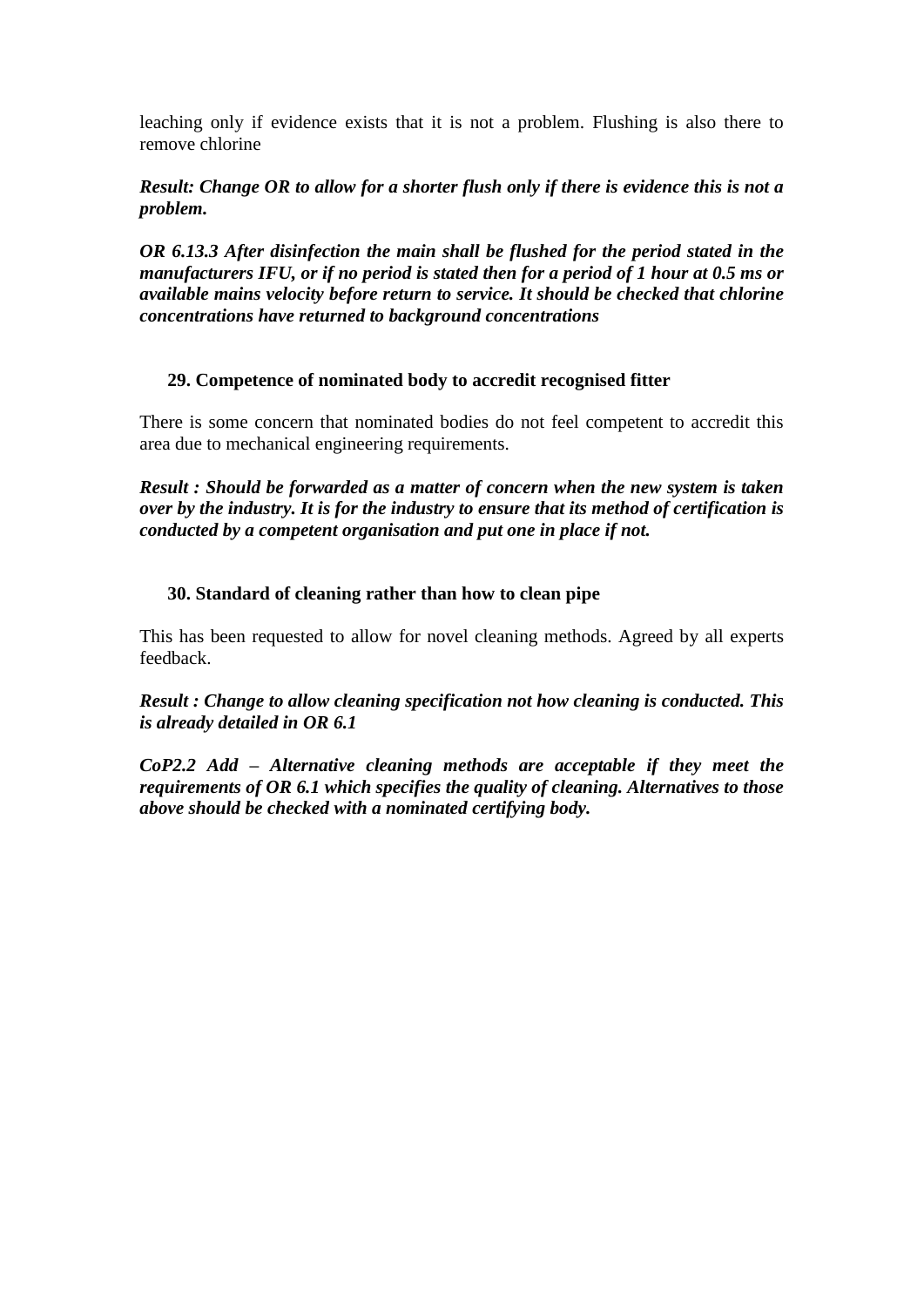leaching only if evidence exists that it is not a problem. Flushing is also there to remove chlorine

***Result: Change OR to allow for a shorter flush only if there is evidence this is not a problem.***

***OR 6.13.3 After disinfection the main shall be flushed for the period stated in the manufacturers IFU, or if no period is stated then for a period of 1 hour at 0.5 ms or available mains velocity before return to service. It should be checked that chlorine concentrations have returned to background concentrations***

### 29. Competence of nominated body to accredit recognised fitter

There is some concern that nominated bodies do not feel competent to accredit this area due to mechanical engineering requirements.

***Result : Should be forwarded as a matter of concern when the new system is taken over by the industry. It is for the industry to ensure that its method of certification is conducted by a competent organisation and put one in place if not.***

### 30. Standard of cleaning rather than how to clean pipe

This has been requested to allow for novel cleaning methods. Agreed by all experts feedback.

***Result : Change to allow cleaning specification not how cleaning is conducted. This is already detailed in OR 6.1***

***CoP2.2 Add – Alternative cleaning methods are acceptable if they meet the requirements of OR 6.1 which specifies the quality of cleaning. Alternatives to those above should be checked with a nominated certifying body.***